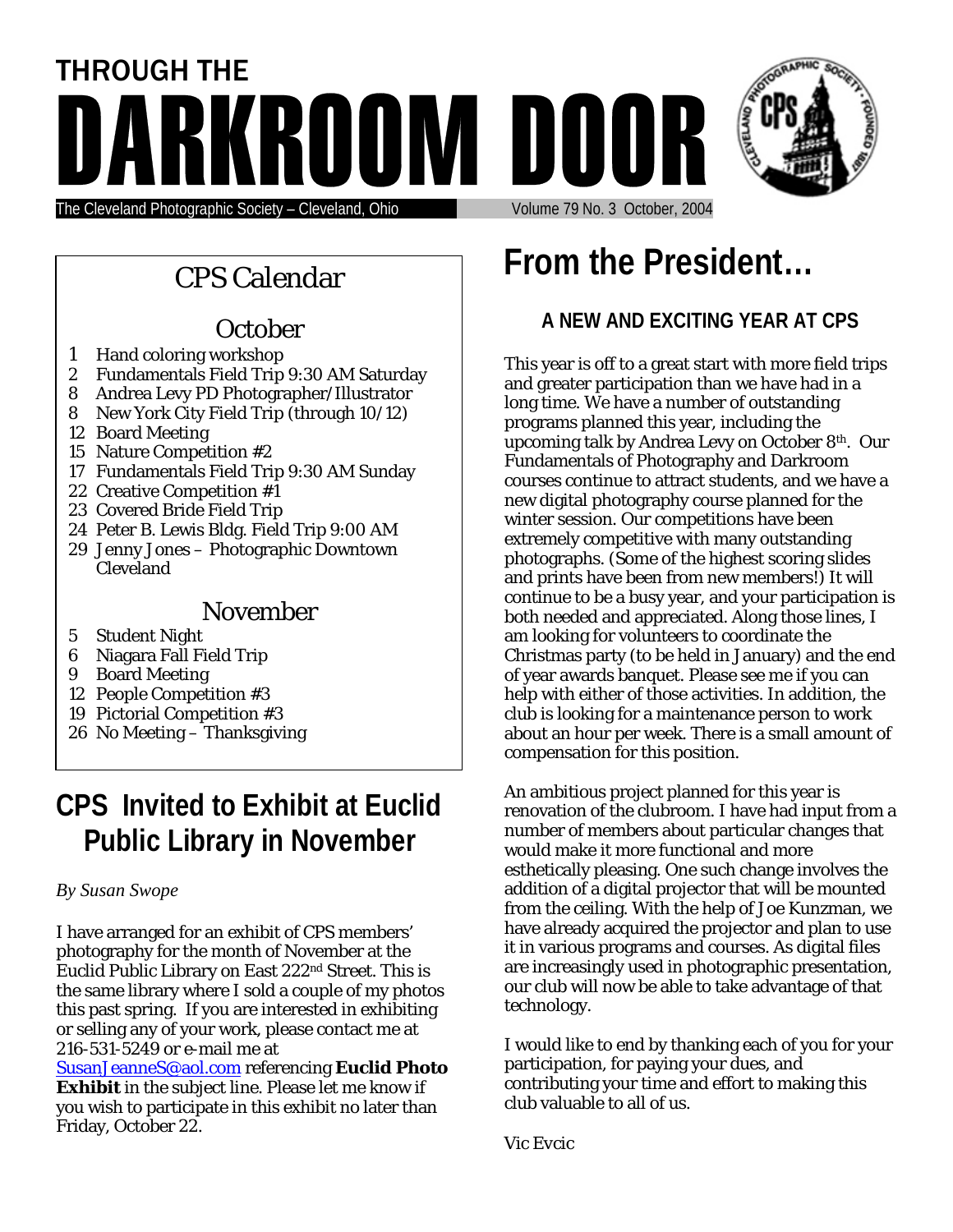# THROUGH THE DARKROOM DOOR

The Cleveland Photographic Society – Cleveland, Ohio

Volume 79 No. 3 October, 2004

## CPS Calendar

### October

1 Hand coloring workshop
2 Fundamentals Field Trip 9:30 AM Saturday
8 Andrea Levy PD Photographer/Illustrator
8 New York City Field Trip (through 10/12)
12 Board Meeting
15 Nature Competition #2
17 Fundamentals Field Trip 9:30 AM Sunday
22 Creative Competition #1
23 Covered Bride Field Trip
24 Peter B. Lewis Bldg. Field Trip 9:00 AM
29 Jenny Jones – Photographic Downtown Cleveland

### November

5 Student Night
6 Niagara Fall Field Trip
9 Board Meeting
12 People Competition #3
19 Pictorial Competition #3
26 No Meeting – Thanksgiving

## CPS Invited to Exhibit at Euclid Public Library in November

*By Susan Swope*

I have arranged for an exhibit of CPS members' photography for the month of November at the Euclid Public Library on East 222nd Street. This is the same library where I sold a couple of my photos this past spring. If you are interested in exhibiting or selling any of your work, please contact me at 216-531-5249 or e-mail me at SusanJeanneS@aol.com referencing **Euclid Photo Exhibit** in the subject line. Please let me know if you wish to participate in this exhibit no later than Friday, October 22.

## From the President…

### A NEW AND EXCITING YEAR AT CPS

This year is off to a great start with more field trips and greater participation than we have had in a long time. We have a number of outstanding programs planned this year, including the upcoming talk by Andrea Levy on October 8th. Our Fundamentals of Photography and Darkroom courses continue to attract students, and we have a new digital photography course planned for the winter session. Our competitions have been extremely competitive with many outstanding photographs. (Some of the highest scoring slides and prints have been from new members!) It will continue to be a busy year, and your participation is both needed and appreciated. Along those lines, I am looking for volunteers to coordinate the Christmas party (to be held in January) and the end of year awards banquet. Please see me if you can help with either of those activities. In addition, the club is looking for a maintenance person to work about an hour per week. There is a small amount of compensation for this position.

An ambitious project planned for this year is renovation of the clubroom. I have had input from a number of members about particular changes that would make it more functional and more esthetically pleasing. One such change involves the addition of a digital projector that will be mounted from the ceiling. With the help of Joe Kunzman, we have already acquired the projector and plan to use it in various programs and courses. As digital files are increasingly used in photographic presentation, our club will now be able to take advantage of that technology.

I would like to end by thanking each of you for your participation, for paying your dues, and contributing your time and effort to making this club valuable to all of us.

Vic Evcic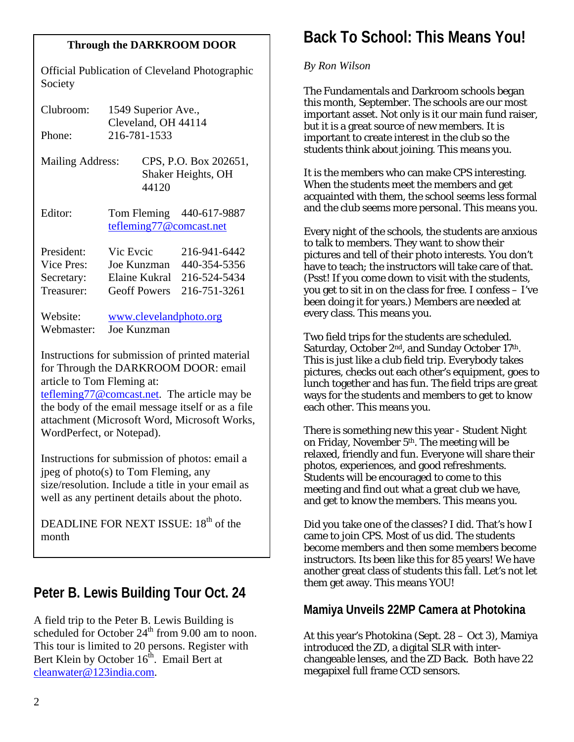**Through the DARKROOM DOOR**

Official Publication of Cleveland Photographic Society

Clubroom: 1549 Superior Ave., Cleveland, OH 44114
Phone: 216-781-1533

Mailing Address: CPS, P.O. Box 202651, Shaker Heights, OH 44120

Editor: Tom Fleming 440-617-9887
tefleming77@comcast.net

| | | |
|---|---|---|
| President: | Vic Evcic | 216-941-6442 |
| Vice Pres: | Joe Kunzman | 440-354-5356 |
| Secretary: | Elaine Kukral | 216-524-5434 |
| Treasurer: | Geoff Powers | 216-751-3261 |

Website: www.clevelandphoto.org
Webmaster: Joe Kunzman

Instructions for submission of printed material for Through the DARKROOM DOOR: email article to Tom Fleming at: tefleming77@comcast.net. The article may be the body of the email message itself or as a file attachment (Microsoft Word, Microsoft Works, WordPerfect, or Notepad).

Instructions for submission of photos: email a jpeg of photo(s) to Tom Fleming, any size/resolution. Include a title in your email as well as any pertinent details about the photo.

DEADLINE FOR NEXT ISSUE: 18th of the month

## Peter B. Lewis Building Tour Oct. 24

A field trip to the Peter B. Lewis Building is scheduled for October 24th from 9.00 am to noon. This tour is limited to 20 persons. Register with Bert Klein by October 16th. Email Bert at cleanwater@123india.com.

## Back To School: This Means You!

*By Ron Wilson*

The Fundamentals and Darkroom schools began this month, September. The schools are our most important asset. Not only is it our main fund raiser, but it is a great source of new members. It is important to create interest in the club so the students think about joining. This means you.

It is the members who can make CPS interesting. When the students meet the members and get acquainted with them, the school seems less formal and the club seems more personal. This means you.

Every night of the schools, the students are anxious to talk to members. They want to show their pictures and tell of their photo interests. You don't have to teach; the instructors will take care of that. (Psst! If you come down to visit with the students, you get to sit in on the class for free. I confess – I've been doing it for years.) Members are needed at every class. This means you.

Two field trips for the students are scheduled. Saturday, October 2nd, and Sunday October 17th. This is just like a club field trip. Everybody takes pictures, checks out each other's equipment, goes to lunch together and has fun. The field trips are great ways for the students and members to get to know each other. This means you.

There is something new this year - Student Night on Friday, November 5th. The meeting will be relaxed, friendly and fun. Everyone will share their photos, experiences, and good refreshments. Students will be encouraged to come to this meeting and find out what a great club we have, and get to know the members. This means you.

Did you take one of the classes? I did. That's how I came to join CPS. Most of us did. The students become members and then some members become instructors. Its been like this for 85 years! We have another great class of students this fall. Let's not let them get away. This means YOU!

### Mamiya Unveils 22MP Camera at Photokina

At this year's Photokina (Sept. 28 – Oct 3), Mamiya introduced the ZD, a digital SLR with inter-changeable lenses, and the ZD Back. Both have 22 megapixel full frame CCD sensors.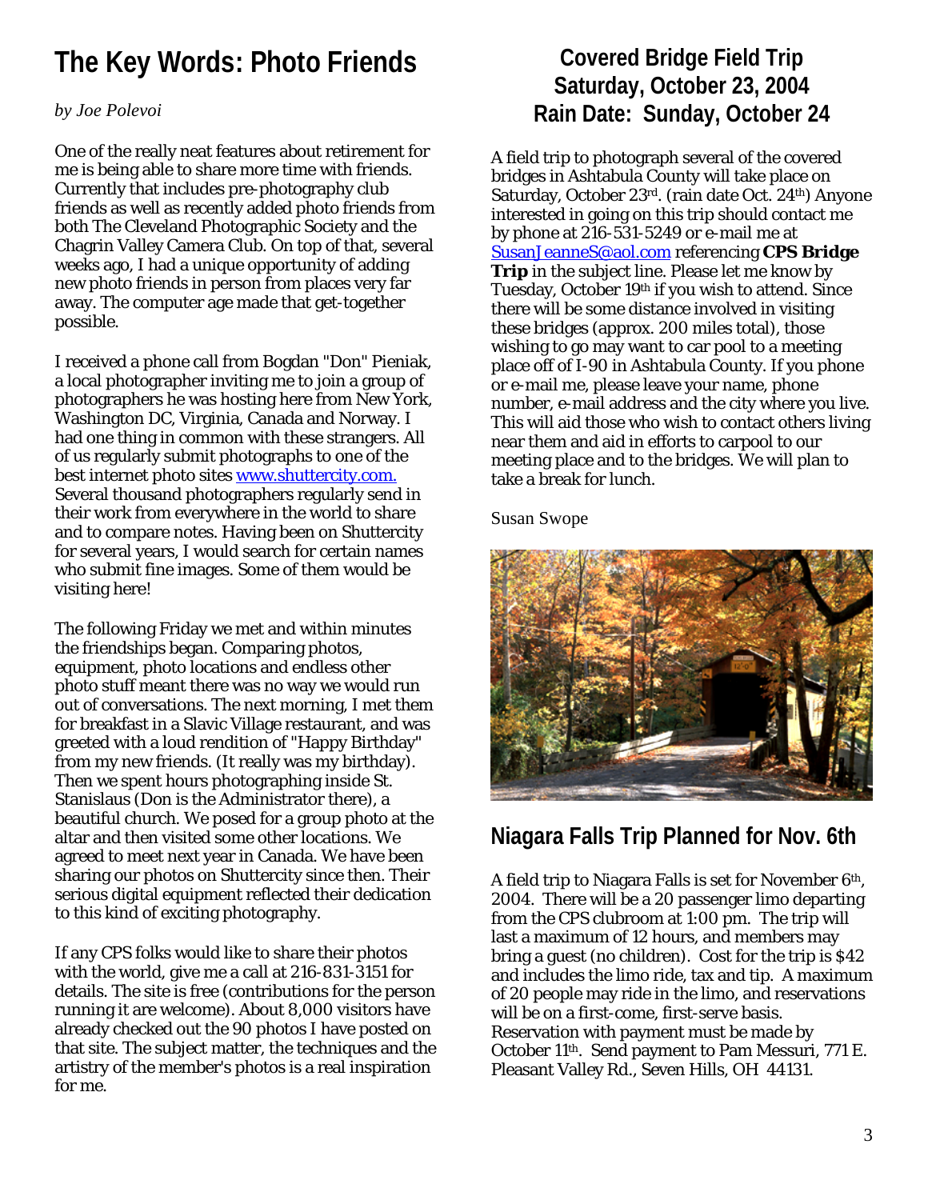# The Key Words: Photo Friends

*by Joe Polevoi*

One of the really neat features about retirement for me is being able to share more time with friends. Currently that includes pre-photography club friends as well as recently added photo friends from both The Cleveland Photographic Society and the Chagrin Valley Camera Club. On top of that, several weeks ago, I had a unique opportunity of adding new photo friends in person from places very far away. The computer age made that get-together possible.

I received a phone call from Bogdan "Don" Pieniak, a local photographer inviting me to join a group of photographers he was hosting here from New York, Washington DC, Virginia, Canada and Norway. I had one thing in common with these strangers. All of us regularly submit photographs to one of the best internet photo sites www.shuttercity.com. Several thousand photographers regularly send in their work from everywhere in the world to share and to compare notes. Having been on Shuttercity for several years, I would search for certain names who submit fine images. Some of them would be visiting here!

The following Friday we met and within minutes the friendships began. Comparing photos, equipment, photo locations and endless other photo stuff meant there was no way we would run out of conversations. The next morning, I met them for breakfast in a Slavic Village restaurant, and was greeted with a loud rendition of "Happy Birthday" from my new friends. (It really was my birthday). Then we spent hours photographing inside St. Stanislaus (Don is the Administrator there), a beautiful church. We posed for a group photo at the altar and then visited some other locations. We agreed to meet next year in Canada. We have been sharing our photos on Shuttercity since then. Their serious digital equipment reflected their dedication to this kind of exciting photography.

If any CPS folks would like to share their photos with the world, give me a call at 216-831-3151 for details. The site is free (contributions for the person running it are welcome). About 8,000 visitors have already checked out the 90 photos I have posted on that site. The subject matter, the techniques and the artistry of the member's photos is a real inspiration for me.

# Covered Bridge Field Trip
## Saturday, October 23, 2004
## Rain Date: Sunday, October 24

A field trip to photograph several of the covered bridges in Ashtabula County will take place on Saturday, October 23rd. (rain date Oct. 24th) Anyone interested in going on this trip should contact me by phone at 216-531-5249 or e-mail me at SusanJeanneS@aol.com referencing **CPS Bridge Trip** in the subject line. Please let me know by Tuesday, October 19th if you wish to attend. Since there will be some distance involved in visiting these bridges (approx. 200 miles total), those wishing to go may want to car pool to a meeting place off of I-90 in Ashtabula County. If you phone or e-mail me, please leave your name, phone number, e-mail address and the city where you live. This will aid those who wish to contact others living near them and aid in efforts to carpool to our meeting place and to the bridges. We will plan to take a break for lunch.

Susan Swope

# Niagara Falls Trip Planned for Nov. 6th

A field trip to Niagara Falls is set for November 6th, 2004. There will be a 20 passenger limo departing from the CPS clubroom at 1:00 pm. The trip will last a maximum of 12 hours, and members may bring a guest (no children). Cost for the trip is $42 and includes the limo ride, tax and tip. A maximum of 20 people may ride in the limo, and reservations will be on a first-come, first-serve basis. Reservation with payment must be made by October 11th. Send payment to Pam Messuri, 771 E. Pleasant Valley Rd., Seven Hills, OH 44131.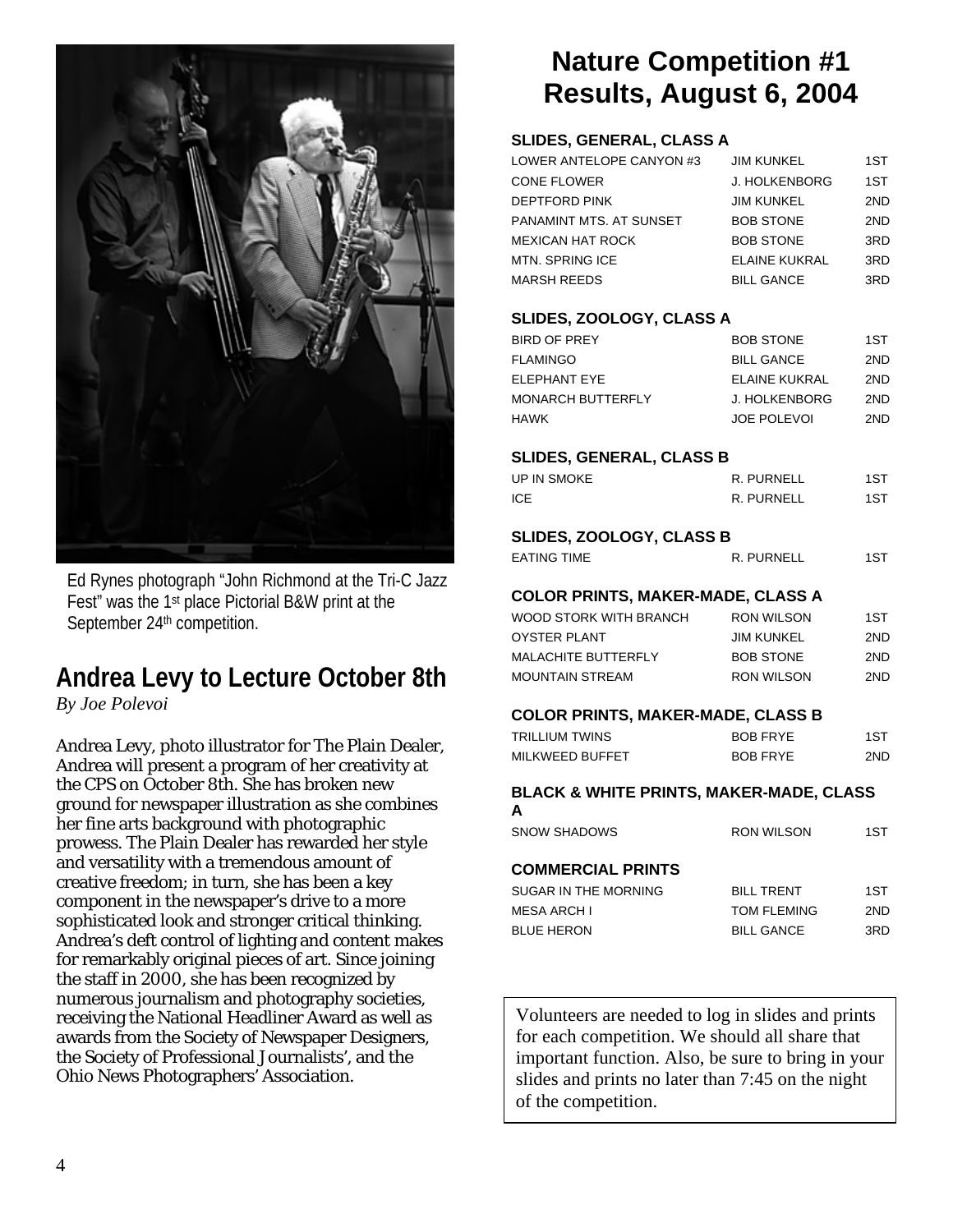Ed Rynes photograph "John Richmond at the Tri-C Jazz Fest" was the 1st place Pictorial B&W print at the September 24th competition.

## Andrea Levy to Lecture October 8th

*By Joe Polevoi*

Andrea Levy, photo illustrator for The Plain Dealer, Andrea will present a program of her creativity at the CPS on October 8th. She has broken new ground for newspaper illustration as she combines her fine arts background with photographic prowess. The Plain Dealer has rewarded her style and versatility with a tremendous amount of creative freedom; in turn, she has been a key component in the newspaper's drive to a more sophisticated look and stronger critical thinking. Andrea's deft control of lighting and content makes for remarkably original pieces of art. Since joining the staff in 2000, she has been recognized by numerous journalism and photography societies, receiving the National Headliner Award as well as awards from the Society of Newspaper Designers, the Society of Professional Journalists', and the Ohio News Photographers' Association.

# Nature Competition #1 Results, August 6, 2004

### SLIDES, GENERAL, CLASS A

| | | |
|---|---|---|
| LOWER ANTELOPE CANYON #3 | JIM KUNKEL | 1ST |
| CONE FLOWER | J. HOLKENBORG | 1ST |
| DEPTFORD PINK | JIM KUNKEL | 2ND |
| PANAMINT MTS. AT SUNSET | BOB STONE | 2ND |
| MEXICAN HAT ROCK | BOB STONE | 3RD |
| MTN. SPRING ICE | ELAINE KUKRAL | 3RD |
| MARSH REEDS | BILL GANCE | 3RD |

### SLIDES, ZOOLOGY, CLASS A

| | | |
|---|---|---|
| BIRD OF PREY | BOB STONE | 1ST |
| FLAMINGO | BILL GANCE | 2ND |
| ELEPHANT EYE | ELAINE KUKRAL | 2ND |
| MONARCH BUTTERFLY | J. HOLKENBORG | 2ND |
| HAWK | JOE POLEVOI | 2ND |

### SLIDES, GENERAL, CLASS B

| | | |
|---|---|---|
| UP IN SMOKE | R. PURNELL | 1ST |
| ICE | R. PURNELL | 1ST |

### SLIDES, ZOOLOGY, CLASS B

| | | |
|---|---|---|
| EATING TIME | R. PURNELL | 1ST |

### COLOR PRINTS, MAKER-MADE, CLASS A

| | | |
|---|---|---|
| WOOD STORK WITH BRANCH | RON WILSON | 1ST |
| OYSTER PLANT | JIM KUNKEL | 2ND |
| MALACHITE BUTTERFLY | BOB STONE | 2ND |
| MOUNTAIN STREAM | RON WILSON | 2ND |

### COLOR PRINTS, MAKER-MADE, CLASS B

| | | |
|---|---|---|
| TRILLIUM TWINS | BOB FRYE | 1ST |
| MILKWEED BUFFET | BOB FRYE | 2ND |

### BLACK & WHITE PRINTS, MAKER-MADE, CLASS A

| | | |
|---|---|---|
| SNOW SHADOWS | RON WILSON | 1ST |

### COMMERCIAL PRINTS

| | | |
|---|---|---|
| SUGAR IN THE MORNING | BILL TRENT | 1ST |
| MESA ARCH I | TOM FLEMING | 2ND |
| BLUE HERON | BILL GANCE | 3RD |

Volunteers are needed to log in slides and prints for each competition. We should all share that important function. Also, be sure to bring in your slides and prints no later than 7:45 on the night of the competition.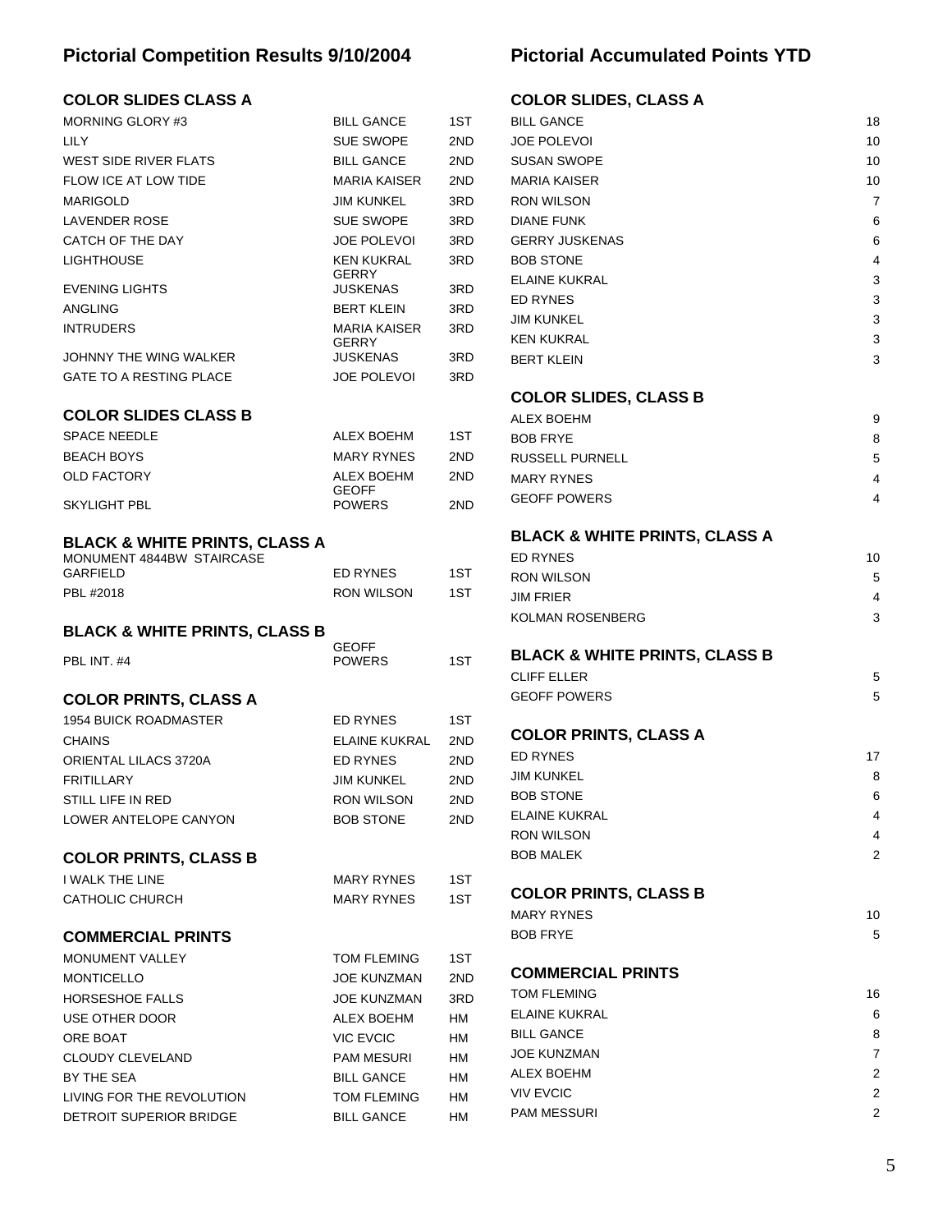# Pictorial Competition Results 9/10/2004

## COLOR SLIDES CLASS A

| Title | Name | Place |
|---|---|---|
| MORNING GLORY #3 | BILL GANCE | 1ST |
| LILY | SUE SWOPE | 2ND |
| WEST SIDE RIVER FLATS | BILL GANCE | 2ND |
| FLOW ICE AT LOW TIDE | MARIA KAISER | 2ND |
| MARIGOLD | JIM KUNKEL | 3RD |
| LAVENDER ROSE | SUE SWOPE | 3RD |
| CATCH OF THE DAY | JOE POLEVOI | 3RD |
| LIGHTHOUSE | KEN KUKRAL | 3RD |
| EVENING LIGHTS | GERRY JUSKENAS | 3RD |
| ANGLING | BERT KLEIN | 3RD |
| INTRUDERS | MARIA KAISER | 3RD |
| JOHNNY THE WING WALKER | GERRY JUSKENAS | 3RD |
| GATE TO A RESTING PLACE | JOE POLEVOI | 3RD |

## COLOR SLIDES CLASS B

| Title | Name | Place |
|---|---|---|
| SPACE NEEDLE | ALEX BOEHM | 1ST |
| BEACH BOYS | MARY RYNES | 2ND |
| OLD FACTORY | ALEX BOEHM | 2ND |
| SKYLIGHT PBL | GEOFF POWERS | 2ND |

## BLACK & WHITE PRINTS, CLASS A

| Title | Name | Place |
|---|---|---|
| MONUMENT 4844BW STAIRCASE GARFIELD | ED RYNES | 1ST |
| PBL #2018 | RON WILSON | 1ST |

## BLACK & WHITE PRINTS, CLASS B

| Title | Name | Place |
|---|---|---|
| PBL INT. #4 | GEOFF POWERS | 1ST |

## COLOR PRINTS, CLASS A

| Title | Name | Place |
|---|---|---|
| 1954 BUICK ROADMASTER | ED RYNES | 1ST |
| CHAINS | ELAINE KUKRAL | 2ND |
| ORIENTAL LILACS 3720A | ED RYNES | 2ND |
| FRITILLARY | JIM KUNKEL | 2ND |
| STILL LIFE IN RED | RON WILSON | 2ND |
| LOWER ANTELOPE CANYON | BOB STONE | 2ND |

## COLOR PRINTS, CLASS B

| Title | Name | Place |
|---|---|---|
| I WALK THE LINE | MARY RYNES | 1ST |
| CATHOLIC CHURCH | MARY RYNES | 1ST |

## COMMERCIAL PRINTS

| Title | Name | Place |
|---|---|---|
| MONUMENT VALLEY | TOM FLEMING | 1ST |
| MONTICELLO | JOE KUNZMAN | 2ND |
| HORSESHOE FALLS | JOE KUNZMAN | 3RD |
| USE OTHER DOOR | ALEX BOEHM | HM |
| ORE BOAT | VIC EVCIC | HM |
| CLOUDY CLEVELAND | PAM MESURI | HM |
| BY THE SEA | BILL GANCE | HM |
| LIVING FOR THE REVOLUTION | TOM FLEMING | HM |
| DETROIT SUPERIOR BRIDGE | BILL GANCE | HM |

# Pictorial Accumulated Points YTD

## COLOR SLIDES, CLASS A

| Name | Points |
|---|---|
| BILL GANCE | 18 |
| JOE POLEVOI | 10 |
| SUSAN SWOPE | 10 |
| MARIA KAISER | 10 |
| RON WILSON | 7 |
| DIANE FUNK | 6 |
| GERRY JUSKENAS | 6 |
| BOB STONE | 4 |
| ELAINE KUKRAL | 3 |
| ED RYNES | 3 |
| JIM KUNKEL | 3 |
| KEN KUKRAL | 3 |
| BERT KLEIN | 3 |

## COLOR SLIDES, CLASS B

| Name | Points |
|---|---|
| ALEX BOEHM | 9 |
| BOB FRYE | 8 |
| RUSSELL PURNELL | 5 |
| MARY RYNES | 4 |
| GEOFF POWERS | 4 |

## BLACK & WHITE PRINTS, CLASS A

| Name | Points |
|---|---|
| ED RYNES | 10 |
| RON WILSON | 5 |
| JIM FRIER | 4 |
| KOLMAN ROSENBERG | 3 |

## BLACK & WHITE PRINTS, CLASS B

| Name | Points |
|---|---|
| CLIFF ELLER | 5 |
| GEOFF POWERS | 5 |

## COLOR PRINTS, CLASS A

| Name | Points |
|---|---|
| ED RYNES | 17 |
| JIM KUNKEL | 8 |
| BOB STONE | 6 |
| ELAINE KUKRAL | 4 |
| RON WILSON | 4 |
| BOB MALEK | 2 |

## COLOR PRINTS, CLASS B

| Name | Points |
|---|---|
| MARY RYNES | 10 |
| BOB FRYE | 5 |

## COMMERCIAL PRINTS

| Name | Points |
|---|---|
| TOM FLEMING | 16 |
| ELAINE KUKRAL | 6 |
| BILL GANCE | 8 |
| JOE KUNZMAN | 7 |
| ALEX BOEHM | 2 |
| VIV EVCIC | 2 |
| PAM MESSURI | 2 |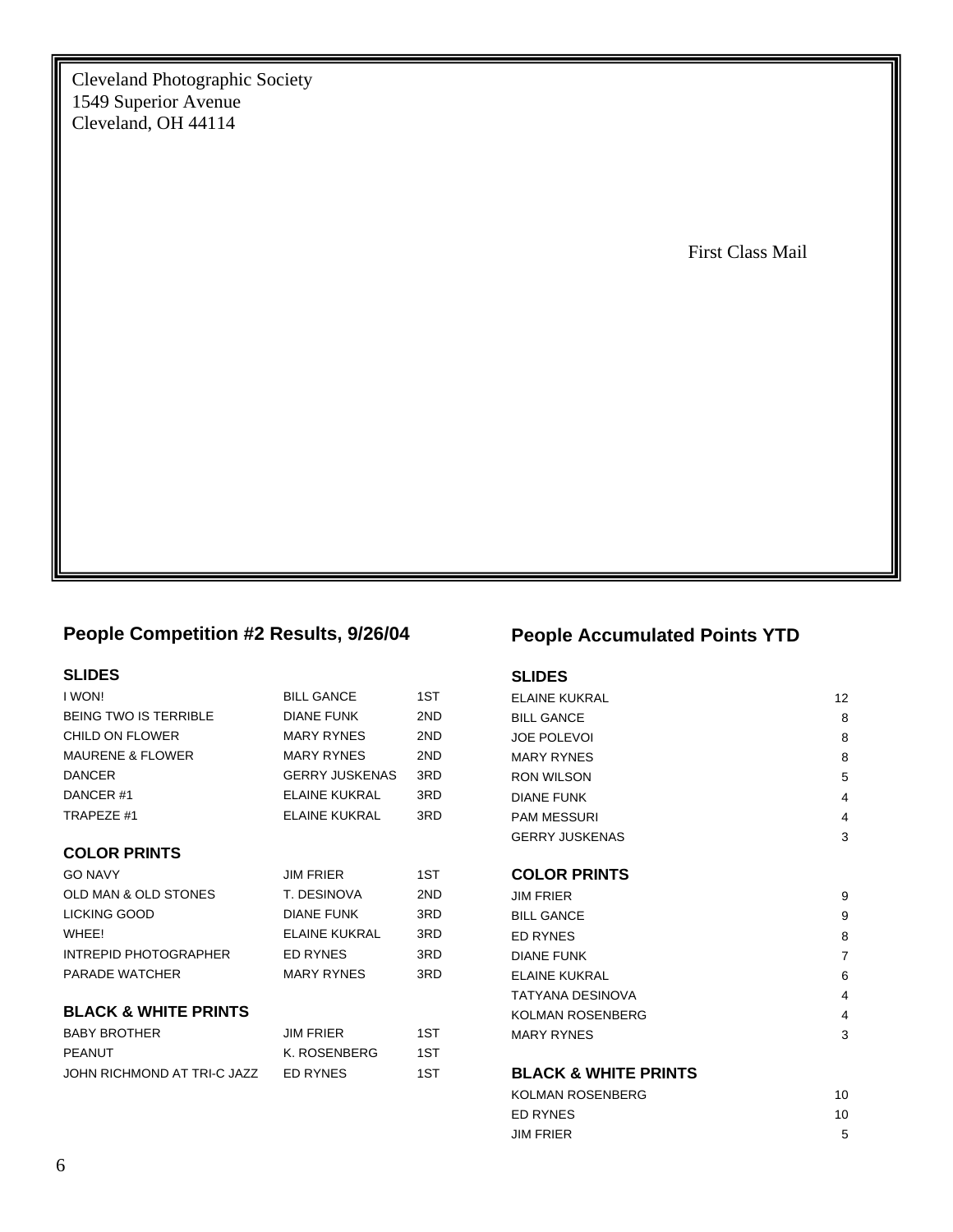Cleveland Photographic Society
1549 Superior Avenue
Cleveland, OH 44114

First Class Mail

## People Competition #2 Results, 9/26/04

### SLIDES

| | | |
|---|---|---|
| I WON! | BILL GANCE | 1ST |
| BEING TWO IS TERRIBLE | DIANE FUNK | 2ND |
| CHILD ON FLOWER | MARY RYNES | 2ND |
| MAURENE & FLOWER | MARY RYNES | 2ND |
| DANCER | GERRY JUSKENAS | 3RD |
| DANCER #1 | ELAINE KUKRAL | 3RD |
| TRAPEZE #1 | ELAINE KUKRAL | 3RD |

### COLOR PRINTS

| | | |
|---|---|---|
| GO NAVY | JIM FRIER | 1ST |
| OLD MAN & OLD STONES | T. DESINOVA | 2ND |
| LICKING GOOD | DIANE FUNK | 3RD |
| WHEE! | ELAINE KUKRAL | 3RD |
| INTREPID PHOTOGRAPHER | ED RYNES | 3RD |
| PARADE WATCHER | MARY RYNES | 3RD |

### BLACK & WHITE PRINTS

| | | |
|---|---|---|
| BABY BROTHER | JIM FRIER | 1ST |
| PEANUT | K. ROSENBERG | 1ST |
| JOHN RICHMOND AT TRI-C JAZZ | ED RYNES | 1ST |

## People Accumulated Points YTD

### SLIDES

| | |
|---|---|
| ELAINE KUKRAL | 12 |
| BILL GANCE | 8 |
| JOE POLEVOI | 8 |
| MARY RYNES | 8 |
| RON WILSON | 5 |
| DIANE FUNK | 4 |
| PAM MESSURI | 4 |
| GERRY JUSKENAS | 3 |

### COLOR PRINTS

| | |
|---|---|
| JIM FRIER | 9 |
| BILL GANCE | 9 |
| ED RYNES | 8 |
| DIANE FUNK | 7 |
| ELAINE KUKRAL | 6 |
| TATYANA DESINOVA | 4 |
| KOLMAN ROSENBERG | 4 |
| MARY RYNES | 3 |

### BLACK & WHITE PRINTS

| | |
|---|---|
| KOLMAN ROSENBERG | 10 |
| ED RYNES | 10 |
| JIM FRIER | 5 |